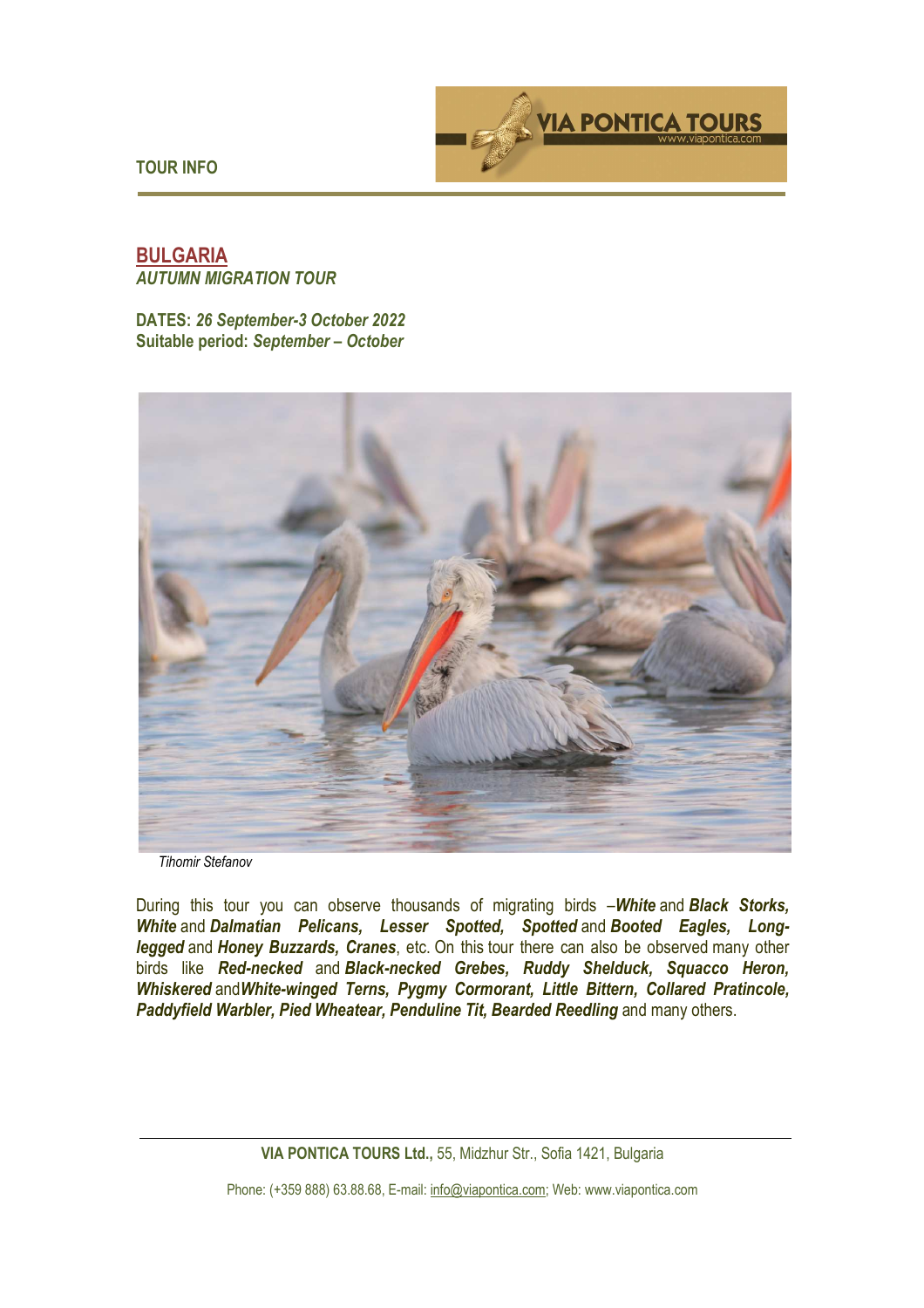TOUR INFO

# BULGARIA

*AUTUMN MIGRATION TOUR*

**DATES:** ***26 September-3 October 2022***
**Suitable period:** ***September – October***

*Tihomir Stefanov*

During this tour you can observe thousands of migrating birds –***White*** and ***Black Storks, White*** and ***Dalmatian Pelicans, Lesser Spotted, Spotted*** and ***Booted Eagles, Long-legged*** and ***Honey Buzzards, Cranes***, etc. On this tour there can also be observed many other birds like ***Red-necked*** and ***Black-necked Grebes, Ruddy Shelduck, Squacco Heron, Whiskered*** and ***White-winged Terns, Pygmy Cormorant, Little Bittern, Collared Pratincole, Paddyfield Warbler, Pied Wheatear, Penduline Tit, Bearded Reedling*** and many others.

**VIA PONTICA TOURS Ltd.,** 55, Midzhur Str., Sofia 1421, Bulgaria

Phone: (+359 888) 63.88.68, E-mail: info@viapontica.com; Web: www.viapontica.com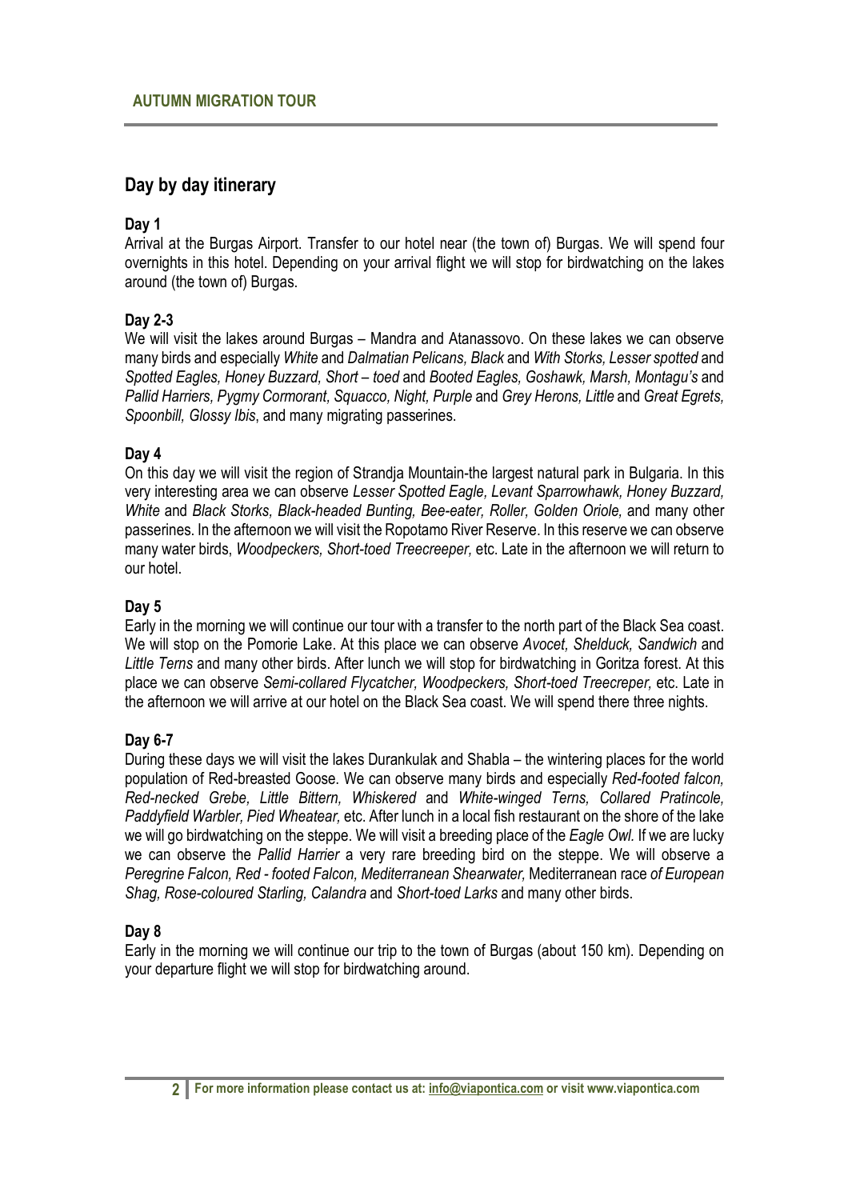## Day by day itinerary

### Day 1

Arrival at the Burgas Airport. Transfer to our hotel near (the town of) Burgas. We will spend four overnights in this hotel. Depending on your arrival flight we will stop for birdwatching on the lakes around (the town of) Burgas.

### Day 2-3

We will visit the lakes around Burgas – Mandra and Atanassovo. On these lakes we can observe many birds and especially *White* and *Dalmatian Pelicans, Black* and *With Storks, Lesser spotted* and *Spotted Eagles, Honey Buzzard, Short – toed* and *Booted Eagles, Goshawk, Marsh, Montagu's* and *Pallid Harriers, Pygmy Cormorant, Squacco, Night, Purple* and *Grey Herons, Little* and *Great Egrets, Spoonbill, Glossy Ibis*, and many migrating passerines.

### Day 4

On this day we will visit the region of Strandja Mountain-the largest natural park in Bulgaria. In this very interesting area we can observe *Lesser Spotted Eagle, Levant Sparrowhawk, Honey Buzzard, White* and *Black Storks, Black-headed Bunting, Bee-eater, Roller, Golden Oriole,* and many other passerines. In the afternoon we will visit the Ropotamo River Reserve. In this reserve we can observe many water birds, *Woodpeckers, Short-toed Treecreeper,* etc. Late in the afternoon we will return to our hotel.

### Day 5

Early in the morning we will continue our tour with a transfer to the north part of the Black Sea coast. We will stop on the Pomorie Lake. At this place we can observe *Avocet, Shelduck, Sandwich* and *Little Terns* and many other birds. After lunch we will stop for birdwatching in Goritza forest. At this place we can observe *Semi-collared Flycatcher, Woodpeckers, Short-toed Treecreper,* etc. Late in the afternoon we will arrive at our hotel on the Black Sea coast. We will spend there three nights.

### Day 6-7

During these days we will visit the lakes Durankulak and Shabla – the wintering places for the world population of Red-breasted Goose. We can observe many birds and especially *Red-footed falcon, Red-necked Grebe, Little Bittern, Whiskered* and *White-winged Terns, Collared Pratincole, Paddyfield Warbler, Pied Wheatear,* etc. After lunch in a local fish restaurant on the shore of the lake we will go birdwatching on the steppe. We will visit a breeding place of the *Eagle Owl.* If we are lucky we can observe the *Pallid Harrier* a very rare breeding bird on the steppe. We will observe a *Peregrine Falcon, Red - footed Falcon, Mediterranean Shearwater,* Mediterranean race *of European Shag, Rose-coloured Starling, Calandra* and *Short-toed Larks* and many other birds.

### Day 8

Early in the morning we will continue our trip to the town of Burgas (about 150 km). Depending on your departure flight we will stop for birdwatching around.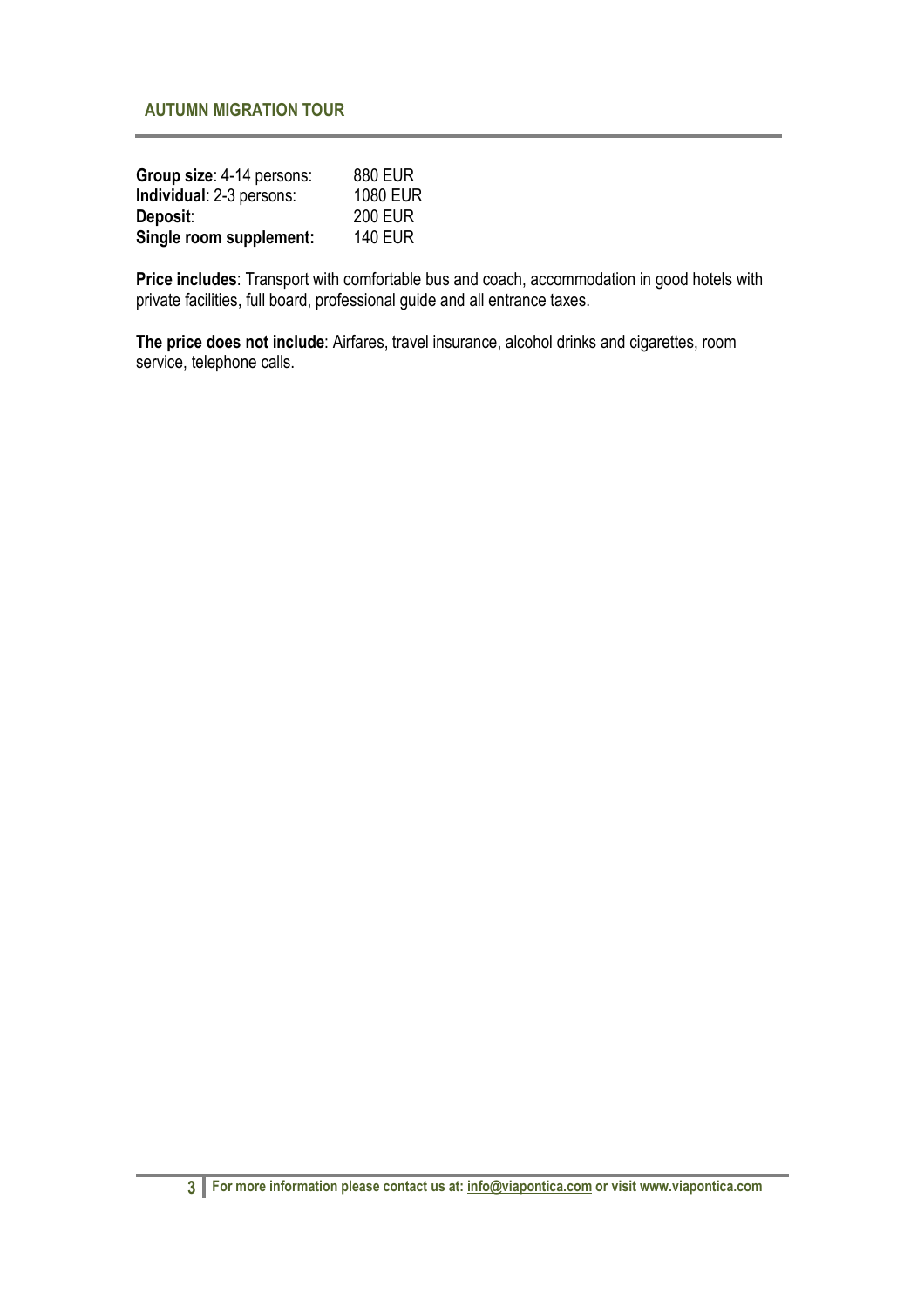## AUTUMN MIGRATION TOUR

| | |
|---|---|
| **Group size**: 4-14 persons: | 880 EUR |
| **Individual**: 2-3 persons: | 1080 EUR |
| **Deposit**: | 200 EUR |
| **Single room supplement:** | 140 EUR |

**Price includes**: Transport with comfortable bus and coach, accommodation in good hotels with private facilities, full board, professional guide and all entrance taxes.

**The price does not include**: Airfares, travel insurance, alcohol drinks and cigarettes, room service, telephone calls.